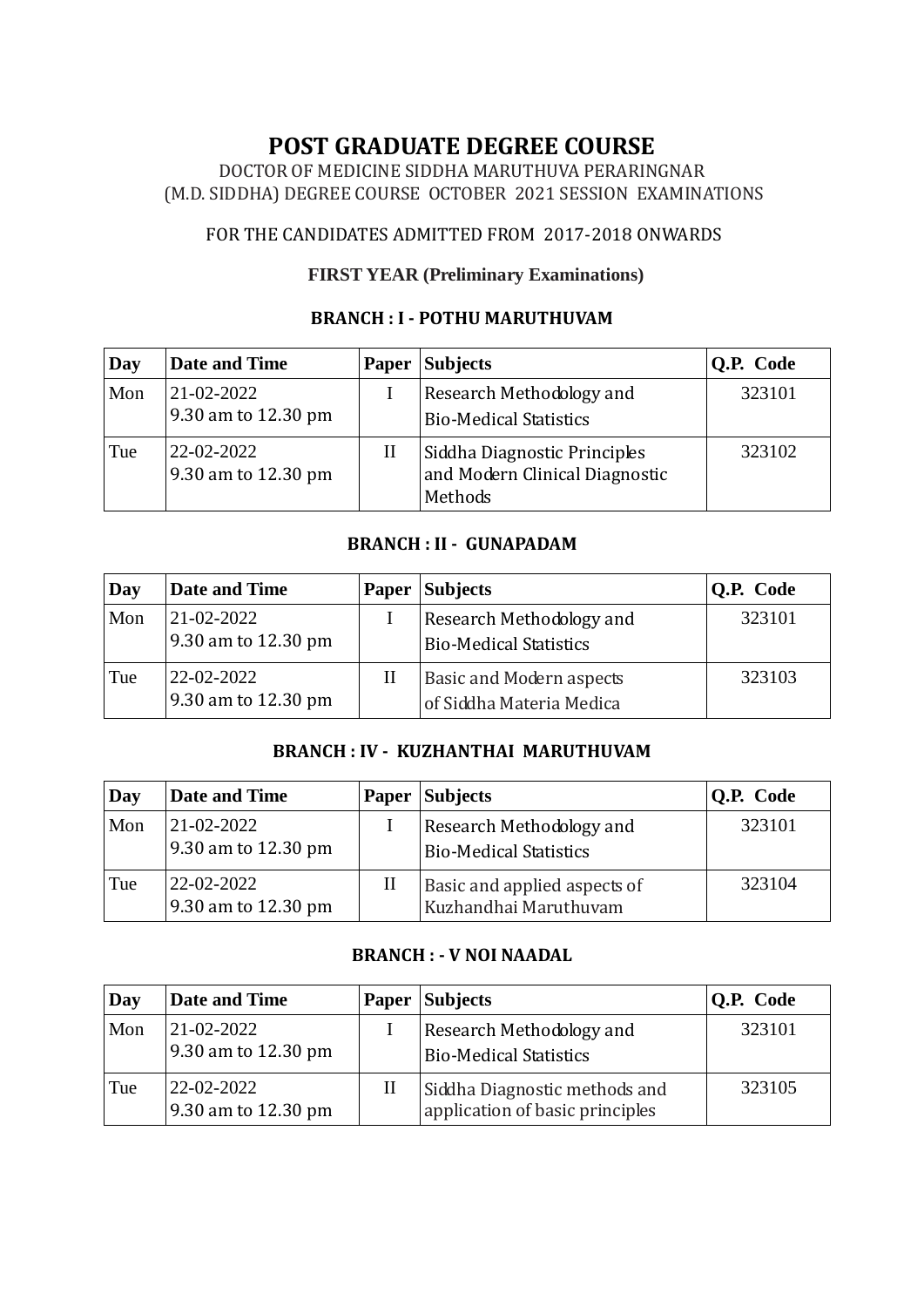# POST GRADUATE DEGREE COURSE

DOCTOR OF MEDICINE SIDDHA MARUTHUVA PERARINGNAR
(M.D. SIDDHA) DEGREE COURSE OCTOBER 2021 SESSION EXAMINATIONS

FOR THE CANDIDATES ADMITTED FROM 2017-2018 ONWARDS

**FIRST YEAR (Preliminary Examinations)**

**BRANCH : I - POTHU MARUTHUVAM**

| Day | Date and Time | Paper | Subjects | Q.P. Code |
|---|---|---|---|---|
| Mon | 21-02-2022<br>9.30 am to 12.30 pm | I | Research Methodology and Bio-Medical Statistics | 323101 |
| Tue | 22-02-2022<br>9.30 am to 12.30 pm | II | Siddha Diagnostic Principles and Modern Clinical Diagnostic Methods | 323102 |

**BRANCH : II - GUNAPADAM**

| Day | Date and Time | Paper | Subjects | Q.P. Code |
|---|---|---|---|---|
| Mon | 21-02-2022<br>9.30 am to 12.30 pm | I | Research Methodology and Bio-Medical Statistics | 323101 |
| Tue | 22-02-2022<br>9.30 am to 12.30 pm | II | Basic and Modern aspects of Siddha Materia Medica | 323103 |

**BRANCH : IV - KUZHANTHAI MARUTHUVAM**

| Day | Date and Time | Paper | Subjects | Q.P. Code |
|---|---|---|---|---|
| Mon | 21-02-2022<br>9.30 am to 12.30 pm | I | Research Methodology and Bio-Medical Statistics | 323101 |
| Tue | 22-02-2022<br>9.30 am to 12.30 pm | II | Basic and applied aspects of Kuzhandhai Maruthuvam | 323104 |

**BRANCH : - V NOI NAADAL**

| Day | Date and Time | Paper | Subjects | Q.P. Code |
|---|---|---|---|---|
| Mon | 21-02-2022<br>9.30 am to 12.30 pm | I | Research Methodology and Bio-Medical Statistics | 323101 |
| Tue | 22-02-2022<br>9.30 am to 12.30 pm | II | Siddha Diagnostic methods and application of basic principles | 323105 |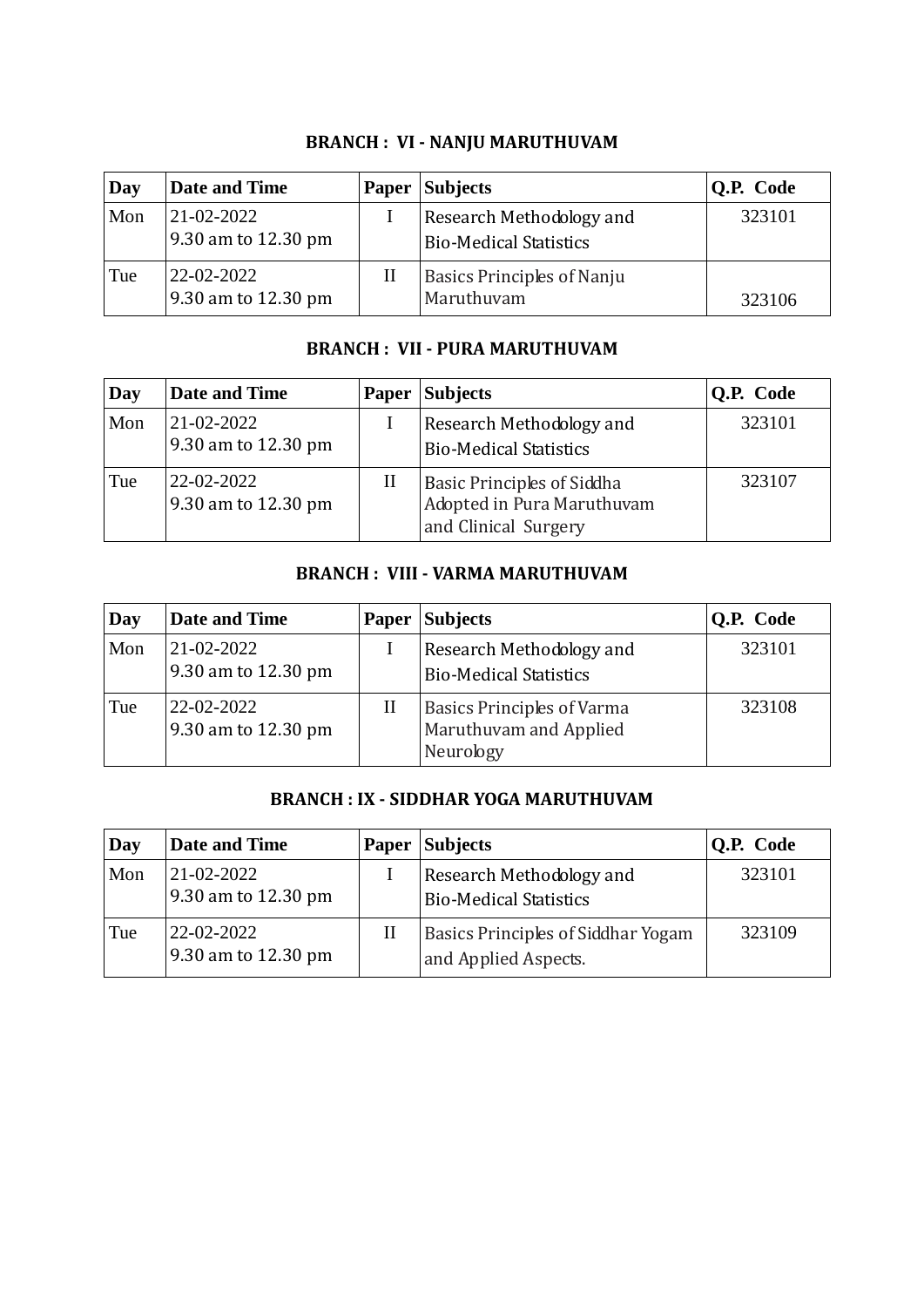### BRANCH : VI - NANJU MARUTHUVAM

| Day | Date and Time | Paper | Subjects | Q.P. Code |
|---|---|---|---|---|
| Mon | 21-02-2022 9.30 am to 12.30 pm | I | Research Methodology and Bio-Medical Statistics | 323101 |
| Tue | 22-02-2022 9.30 am to 12.30 pm | II | Basics Principles of Nanju Maruthuvam | 323106 |

### BRANCH : VII - PURA MARUTHUVAM

| Day | Date and Time | Paper | Subjects | Q.P. Code |
|---|---|---|---|---|
| Mon | 21-02-2022 9.30 am to 12.30 pm | I | Research Methodology and Bio-Medical Statistics | 323101 |
| Tue | 22-02-2022 9.30 am to 12.30 pm | II | Basic Principles of Siddha Adopted in Pura Maruthuvam and Clinical Surgery | 323107 |

### BRANCH : VIII - VARMA MARUTHUVAM

| Day | Date and Time | Paper | Subjects | Q.P. Code |
|---|---|---|---|---|
| Mon | 21-02-2022 9.30 am to 12.30 pm | I | Research Methodology and Bio-Medical Statistics | 323101 |
| Tue | 22-02-2022 9.30 am to 12.30 pm | II | Basics Principles of Varma Maruthuvam and Applied Neurology | 323108 |

### BRANCH : IX - SIDDHAR YOGA MARUTHUVAM

| Day | Date and Time | Paper | Subjects | Q.P. Code |
|---|---|---|---|---|
| Mon | 21-02-2022 9.30 am to 12.30 pm | I | Research Methodology and Bio-Medical Statistics | 323101 |
| Tue | 22-02-2022 9.30 am to 12.30 pm | II | Basics Principles of Siddhar Yogam and Applied Aspects. | 323109 |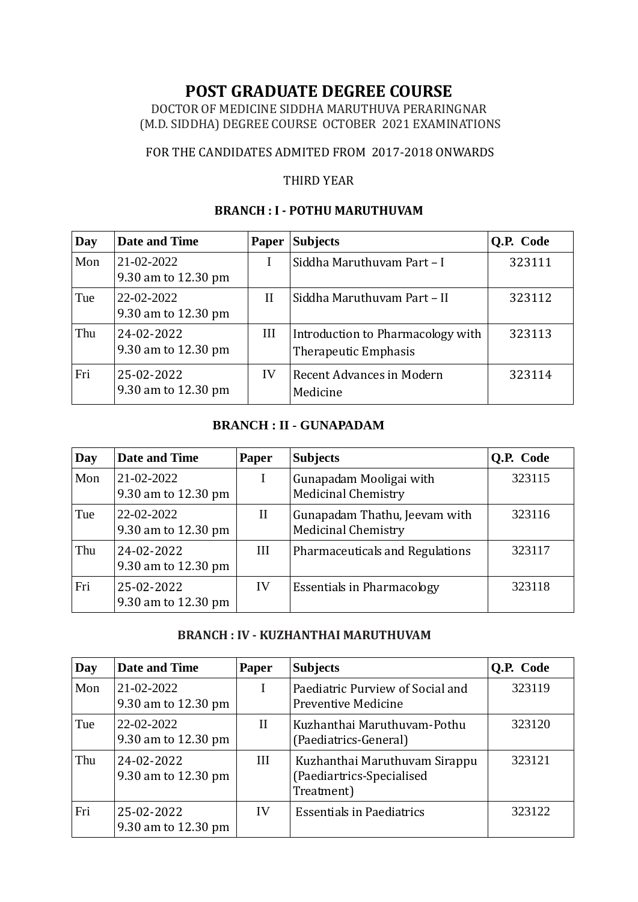# POST GRADUATE DEGREE COURSE

DOCTOR OF MEDICINE SIDDHA MARUTHUVA PERARINGNAR
(M.D. SIDDHA) DEGREE COURSE OCTOBER 2021 EXAMINATIONS

FOR THE CANDIDATES ADMITED FROM 2017-2018 ONWARDS

THIRD YEAR

### BRANCH : I - POTHU MARUTHUVAM

| Day | Date and Time | Paper | Subjects | Q.P. Code |
|---|---|---|---|---|
| Mon | 21-02-2022<br>9.30 am to 12.30 pm | I | Siddha Maruthuvam Part – I | 323111 |
| Tue | 22-02-2022<br>9.30 am to 12.30 pm | II | Siddha Maruthuvam Part – II | 323112 |
| Thu | 24-02-2022<br>9.30 am to 12.30 pm | III | Introduction to Pharmacology with Therapeutic Emphasis | 323113 |
| Fri | 25-02-2022<br>9.30 am to 12.30 pm | IV | Recent Advances in Modern Medicine | 323114 |

### BRANCH : II - GUNAPADAM

| Day | Date and Time | Paper | Subjects | Q.P. Code |
|---|---|---|---|---|
| Mon | 21-02-2022<br>9.30 am to 12.30 pm | I | Gunapadam Mooligai with Medicinal Chemistry | 323115 |
| Tue | 22-02-2022<br>9.30 am to 12.30 pm | II | Gunapadam Thathu, Jeevam with Medicinal Chemistry | 323116 |
| Thu | 24-02-2022<br>9.30 am to 12.30 pm | III | Pharmaceuticals and Regulations | 323117 |
| Fri | 25-02-2022<br>9.30 am to 12.30 pm | IV | Essentials in Pharmacology | 323118 |

### BRANCH : IV - KUZHANTHAI MARUTHUVAM

| Day | Date and Time | Paper | Subjects | Q.P. Code |
|---|---|---|---|---|
| Mon | 21-02-2022<br>9.30 am to 12.30 pm | I | Paediatric Purview of Social and Preventive Medicine | 323119 |
| Tue | 22-02-2022<br>9.30 am to 12.30 pm | II | Kuzhanthai Maruthuvam-Pothu (Paediatrics-General) | 323120 |
| Thu | 24-02-2022<br>9.30 am to 12.30 pm | III | Kuzhanthai Maruthuvam Sirappu (Paediartrics-Specialised Treatment) | 323121 |
| Fri | 25-02-2022<br>9.30 am to 12.30 pm | IV | Essentials in Paediatrics | 323122 |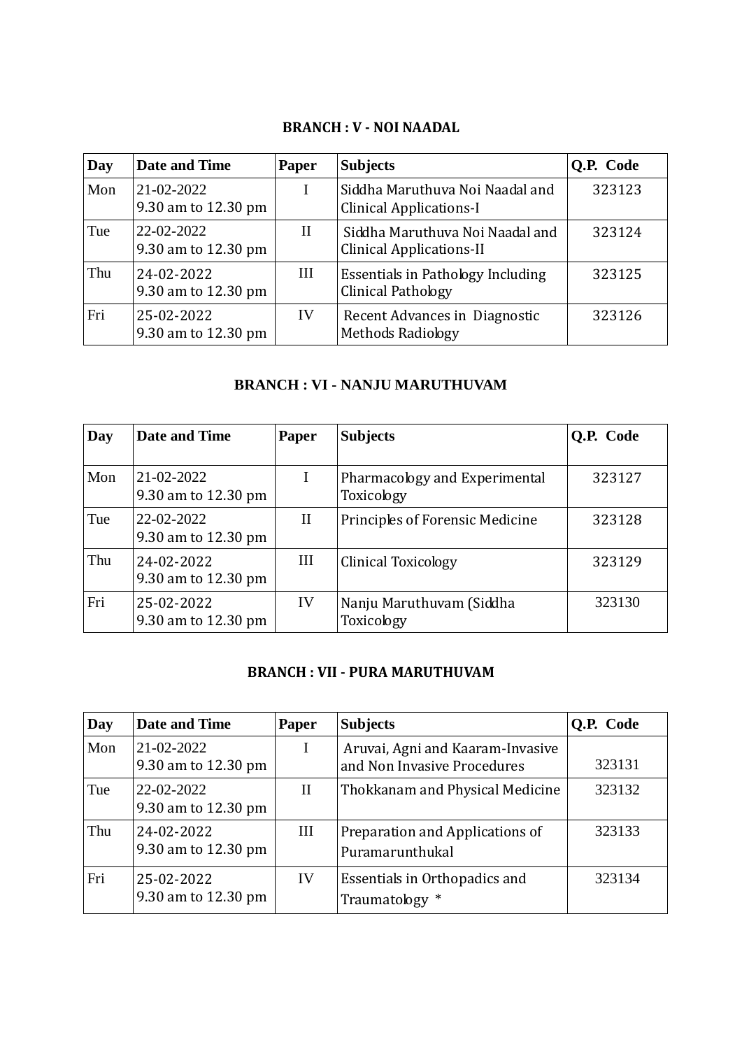## BRANCH : V - NOI NAADAL

| Day | Date and Time | Paper | Subjects | Q.P. Code |
|---|---|---|---|---|
| Mon | 21-02-2022<br>9.30 am to 12.30 pm | I | Siddha Maruthuva Noi Naadal and Clinical Applications-I | 323123 |
| Tue | 22-02-2022<br>9.30 am to 12.30 pm | II | Siddha Maruthuva Noi Naadal and Clinical Applications-II | 323124 |
| Thu | 24-02-2022<br>9.30 am to 12.30 pm | III | Essentials in Pathology Including Clinical Pathology | 323125 |
| Fri | 25-02-2022<br>9.30 am to 12.30 pm | IV | Recent Advances in Diagnostic Methods Radiology | 323126 |

## BRANCH : VI - NANJU MARUTHUVAM

| Day | Date and Time | Paper | Subjects | Q.P. Code |
|---|---|---|---|---|
| Mon | 21-02-2022<br>9.30 am to 12.30 pm | I | Pharmacology and Experimental Toxicology | 323127 |
| Tue | 22-02-2022<br>9.30 am to 12.30 pm | II | Principles of Forensic Medicine | 323128 |
| Thu | 24-02-2022<br>9.30 am to 12.30 pm | III | Clinical Toxicology | 323129 |
| Fri | 25-02-2022<br>9.30 am to 12.30 pm | IV | Nanju Maruthuvam (Siddha Toxicology | 323130 |

## BRANCH : VII - PURA MARUTHUVAM

| Day | Date and Time | Paper | Subjects | Q.P. Code |
|---|---|---|---|---|
| Mon | 21-02-2022<br>9.30 am to 12.30 pm | I | Aruvai, Agni and Kaaram-Invasive and Non Invasive Procedures | 323131 |
| Tue | 22-02-2022<br>9.30 am to 12.30 pm | II | Thokkanam and Physical Medicine | 323132 |
| Thu | 24-02-2022<br>9.30 am to 12.30 pm | III | Preparation and Applications of Puramarunthukal | 323133 |
| Fri | 25-02-2022<br>9.30 am to 12.30 pm | IV | Essentials in Orthopadics and Traumatology * | 323134 |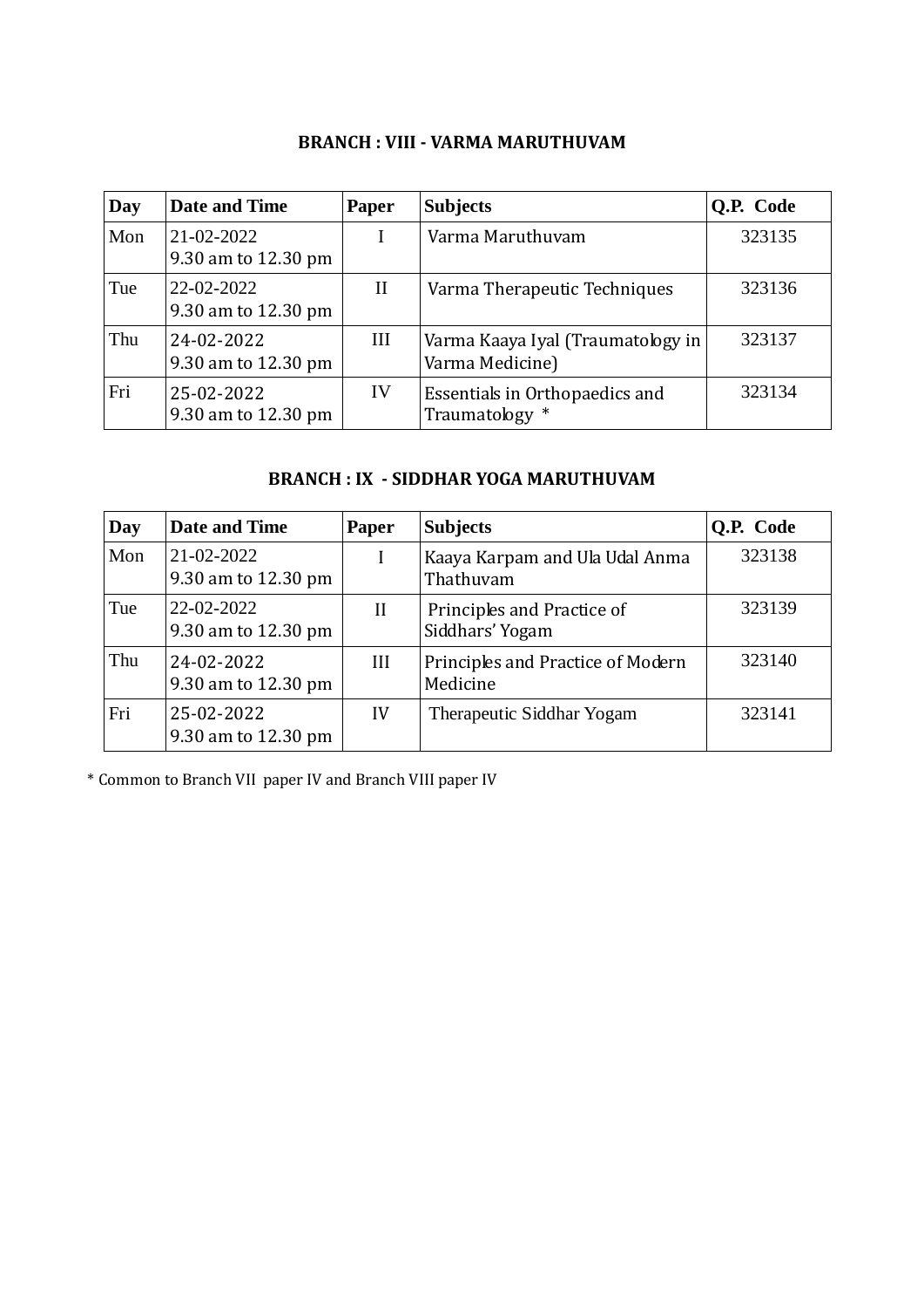### BRANCH : VIII - VARMA MARUTHUVAM

| Day | Date and Time | Paper | Subjects | Q.P. Code |
|---|---|---|---|---|
| Mon | 21-02-2022 9.30 am to 12.30 pm | I | Varma Maruthuvam | 323135 |
| Tue | 22-02-2022 9.30 am to 12.30 pm | II | Varma Therapeutic Techniques | 323136 |
| Thu | 24-02-2022 9.30 am to 12.30 pm | III | Varma Kaaya Iyal (Traumatology in Varma Medicine) | 323137 |
| Fri | 25-02-2022 9.30 am to 12.30 pm | IV | Essentials in Orthopaedics and Traumatology * | 323134 |

### BRANCH : IX - SIDDHAR YOGA MARUTHUVAM

| Day | Date and Time | Paper | Subjects | Q.P. Code |
|---|---|---|---|---|
| Mon | 21-02-2022 9.30 am to 12.30 pm | I | Kaaya Karpam and Ula Udal Anma Thathuvam | 323138 |
| Tue | 22-02-2022 9.30 am to 12.30 pm | II | Principles and Practice of Siddhars' Yogam | 323139 |
| Thu | 24-02-2022 9.30 am to 12.30 pm | III | Principles and Practice of Modern Medicine | 323140 |
| Fri | 25-02-2022 9.30 am to 12.30 pm | IV | Therapeutic Siddhar Yogam | 323141 |

* Common to Branch VII paper IV and Branch VIII paper IV